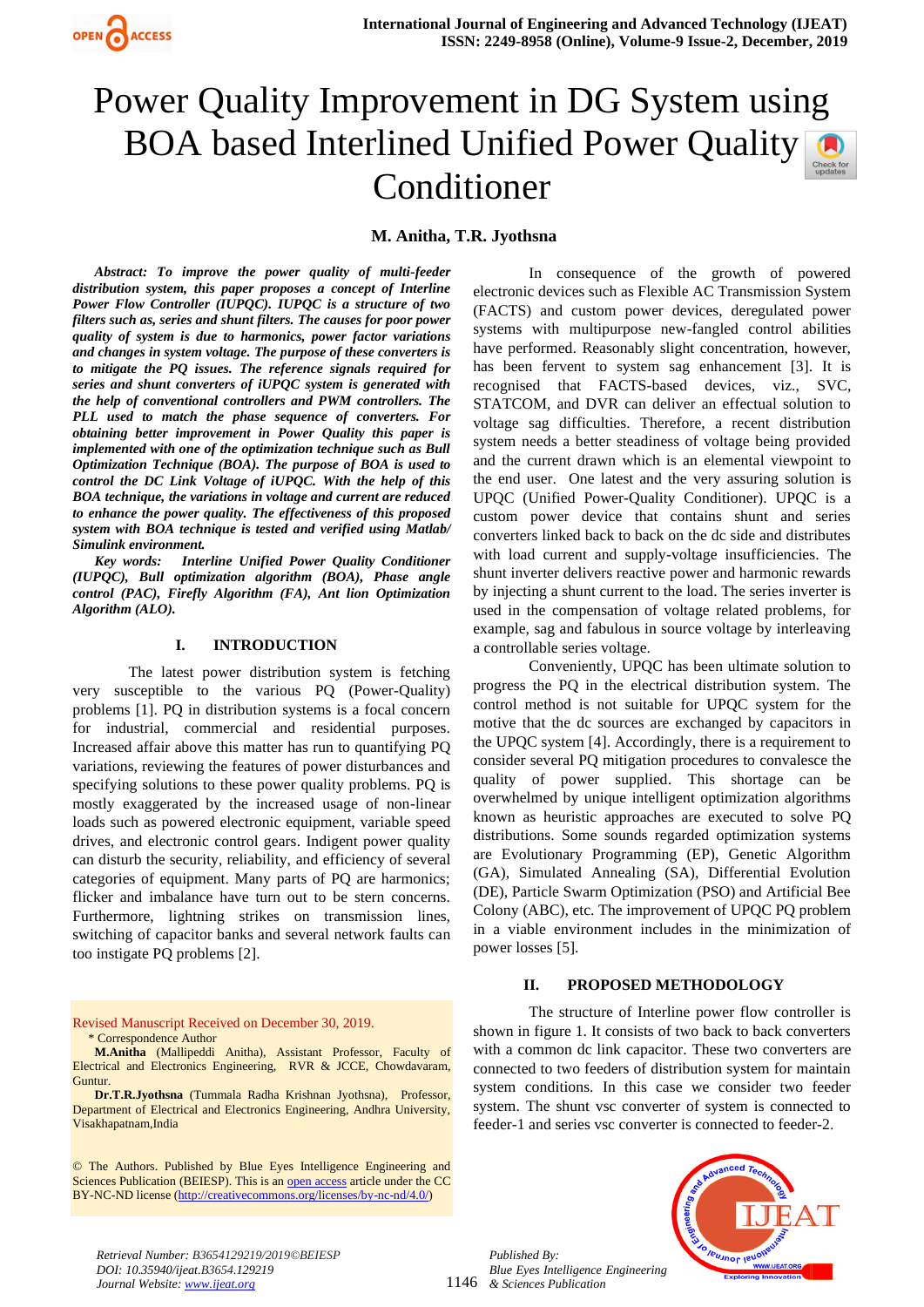# Power Quality Improvement in DG System using BOA based Interlined Unified Power Quality Conditioner

**M. Anitha, T.R. Jyothsna**

***Abstract:*** ***To improve the power quality of multi-feeder distribution system, this paper proposes a concept of Interline Power Flow Controller (IUPQC). IUPQC is a structure of two filters such as, series and shunt filters. The causes for poor power quality of system is due to harmonics, power factor variations and changes in system voltage. The purpose of these converters is to mitigate the PQ issues. The reference signals required for series and shunt converters of iUPQC system is generated with the help of conventional controllers and PWM controllers. The PLL used to match the phase sequence of converters. For obtaining better improvement in Power Quality this paper is implemented with one of the optimization technique such as Bull Optimization Technique (BOA). The purpose of BOA is used to control the DC Link Voltage of iUPQC. With the help of this BOA technique, the variations in voltage and current are reduced to enhance the power quality. The effectiveness of this proposed system with BOA technique is tested and verified using Matlab/ Simulink environment.***

***Key words:*** ***Interline Unified Power Quality Conditioner (IUPQC), Bull optimization algorithm (BOA), Phase angle control (PAC), Firefly Algorithm (FA), Ant lion Optimization Algorithm (ALO).***

## I. INTRODUCTION

The latest power distribution system is fetching very susceptible to the various PQ (Power-Quality) problems [1]. PQ in distribution systems is a focal concern for industrial, commercial and residential purposes. Increased affair above this matter has run to quantifying PQ variations, reviewing the features of power disturbances and specifying solutions to these power quality problems. PQ is mostly exaggerated by the increased usage of non-linear loads such as powered electronic equipment, variable speed drives, and electronic control gears. Indigent power quality can disturb the security, reliability, and efficiency of several categories of equipment. Many parts of PQ are harmonics; flicker and imbalance have turn out to be stern concerns. Furthermore, lightning strikes on transmission lines, switching of capacitor banks and several network faults can too instigate PQ problems [2].

In consequence of the growth of powered electronic devices such as Flexible AC Transmission System (FACTS) and custom power devices, deregulated power systems with multipurpose new-fangled control abilities have performed. Reasonably slight concentration, however, has been fervent to system sag enhancement [3]. It is recognised that FACTS-based devices, viz., SVC, STATCOM, and DVR can deliver an effectual solution to voltage sag difficulties. Therefore, a recent distribution system needs a better steadiness of voltage being provided and the current drawn which is an elemental viewpoint to the end user. One latest and the very assuring solution is UPQC (Unified Power-Quality Conditioner). UPQC is a custom power device that contains shunt and series converters linked back to back on the dc side and distributes with load current and supply-voltage insufficiencies. The shunt inverter delivers reactive power and harmonic rewards by injecting a shunt current to the load. The series inverter is used in the compensation of voltage related problems, for example, sag and fabulous in source voltage by interleaving a controllable series voltage.

Conveniently, UPQC has been ultimate solution to progress the PQ in the electrical distribution system. The control method is not suitable for UPQC system for the motive that the dc sources are exchanged by capacitors in the UPQC system [4]. Accordingly, there is a requirement to consider several PQ mitigation procedures to convalesce the quality of power supplied. This shortage can be overwhelmed by unique intelligent optimization algorithms known as heuristic approaches are executed to solve PQ distributions. Some sounds regarded optimization systems are Evolutionary Programming (EP), Genetic Algorithm (GA), Simulated Annealing (SA), Differential Evolution (DE), Particle Swarm Optimization (PSO) and Artificial Bee Colony (ABC), etc. The improvement of UPQC PQ problem in a viable environment includes in the minimization of power losses [5].

## II. PROPOSED METHODOLOGY

The structure of Interline power flow controller is shown in figure 1. It consists of two back to back converters with a common dc link capacitor. These two converters are connected to two feeders of distribution system for maintain system conditions. In this case we consider two feeder system. The shunt vsc converter of system is connected to feeder-1 and series vsc converter is connected to feeder-2.

Revised Manuscript Received on December 30, 2019.

\* Correspondence Author

**M.Anitha** (Mallipeddi Anitha), Assistant Professor, Faculty of Electrical and Electronics Engineering, RVR & JCCE, Chowdavaram, Guntur.

**Dr.T.R.Jyothsna** (Tummala Radha Krishnan Jyothsna), Professor, Department of Electrical and Electronics Engineering, Andhra University, Visakhapatnam,India

© The Authors. Published by Blue Eyes Intelligence Engineering and Sciences Publication (BEIESP). This is an open access article under the CC BY-NC-ND license (http://creativecommons.org/licenses/by-nc-nd/4.0/)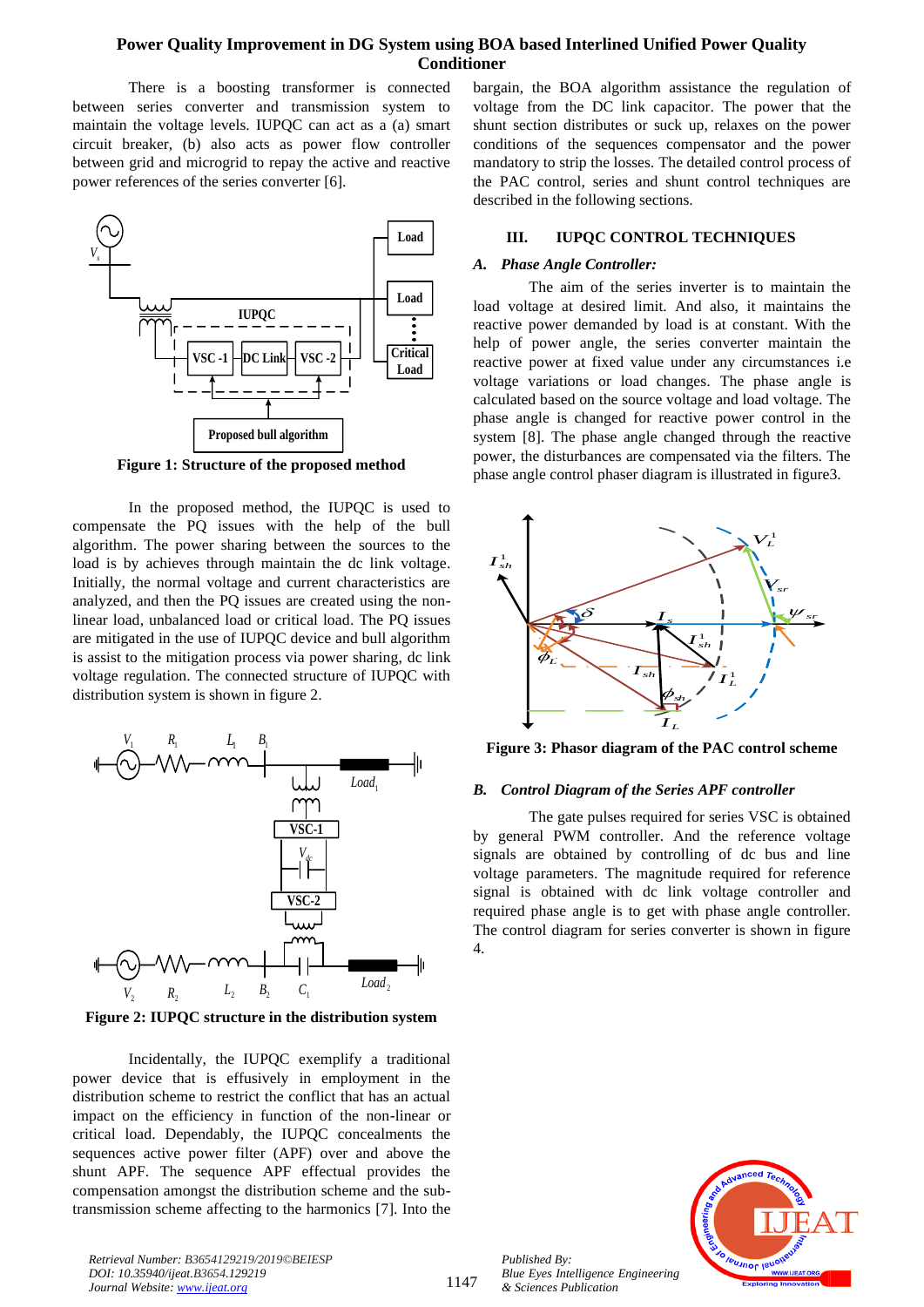There is a boosting transformer is connected between series converter and transmission system to maintain the voltage levels. IUPQC can act as a (a) smart circuit breaker, (b) also acts as power flow controller between grid and microgrid to repay the active and reactive power references of the series converter [6].

Figure 1: Structure of the proposed method

In the proposed method, the IUPQC is used to compensate the PQ issues with the help of the bull algorithm. The power sharing between the sources to the load is by achieves through maintain the dc link voltage. Initially, the normal voltage and current characteristics are analyzed, and then the PQ issues are created using the non-linear load, unbalanced load or critical load. The PQ issues are mitigated in the use of IUPQC device and bull algorithm is assist to the mitigation process via power sharing, dc link voltage regulation. The connected structure of IUPQC with distribution system is shown in figure 2.

Figure 2: IUPQC structure in the distribution system

Incidentally, the IUPQC exemplify a traditional power device that is effusively in employment in the distribution scheme to restrict the conflict that has an actual impact on the efficiency in function of the non-linear or critical load. Dependably, the IUPQC concealments the sequences active power filter (APF) over and above the shunt APF. The sequence APF effectual provides the compensation amongst the distribution scheme and the sub-transmission scheme affecting to the harmonics [7]. Into the bargain, the BOA algorithm assistance the regulation of voltage from the DC link capacitor. The power that the shunt section distributes or suck up, relaxes on the power conditions of the sequences compensator and the power mandatory to strip the losses. The detailed control process of the PAC control, series and shunt control techniques are described in the following sections.

## III. IUPQC CONTROL TECHNIQUES

### *A. Phase Angle Controller:*

The aim of the series inverter is to maintain the load voltage at desired limit. And also, it maintains the reactive power demanded by load is at constant. With the help of power angle, the series converter maintain the reactive power at fixed value under any circumstances i.e voltage variations or load changes. The phase angle is calculated based on the source voltage and load voltage. The phase angle is changed for reactive power control in the system [8]. The phase angle changed through the reactive power, the disturbances are compensated via the filters. The phase angle control phaser diagram is illustrated in figure3.

Figure 3: Phasor diagram of the PAC control scheme

### *B. Control Diagram of the Series APF controller*

The gate pulses required for series VSC is obtained by general PWM controller. And the reference voltage signals are obtained by controlling of dc bus and line voltage parameters. The magnitude required for reference signal is obtained with dc link voltage controller and required phase angle is to get with phase angle controller. The control diagram for series converter is shown in figure 4.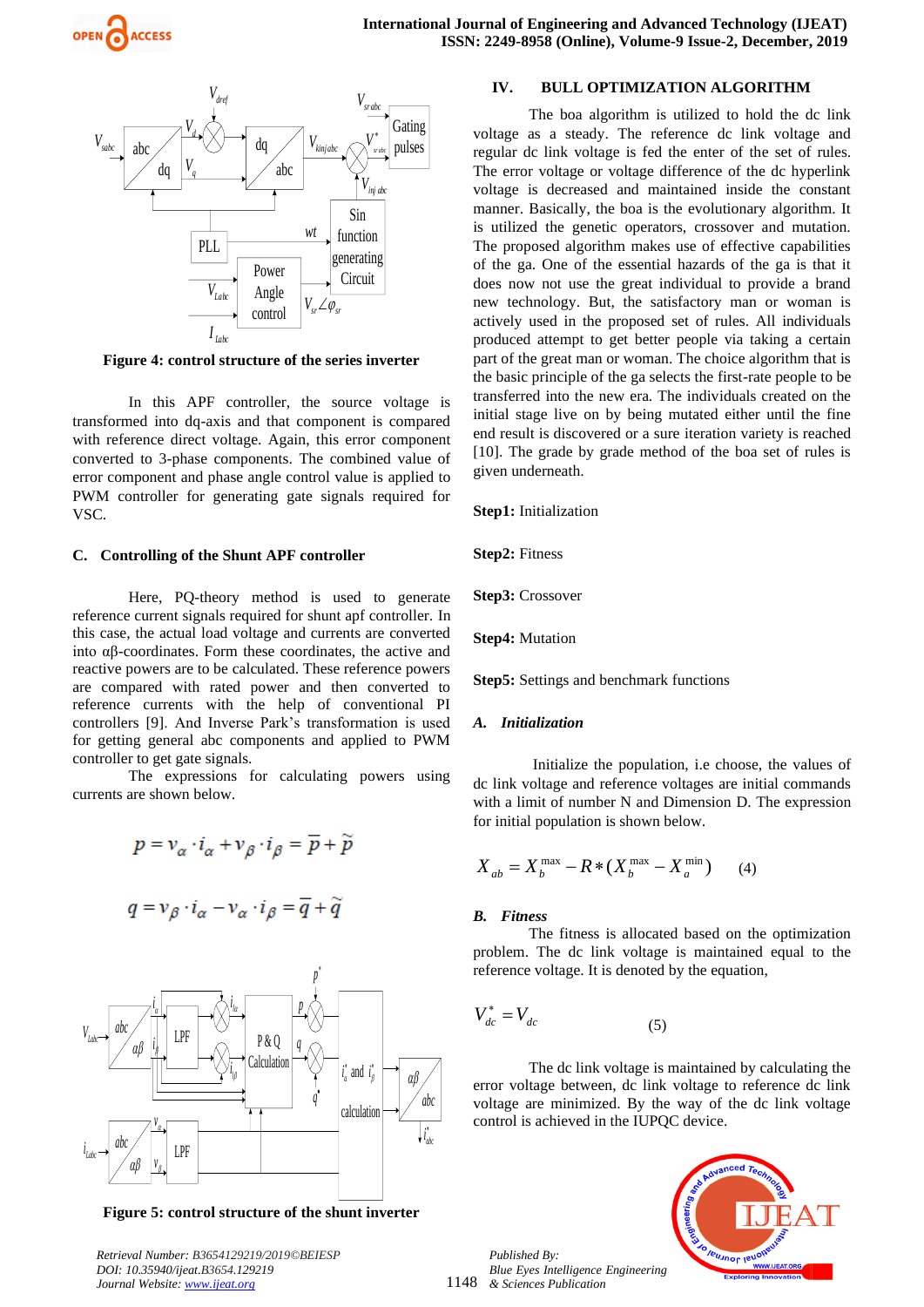Figure 4: control structure of the series inverter

In this APF controller, the source voltage is transformed into dq-axis and that component is compared with reference direct voltage. Again, this error component converted to 3-phase components. The combined value of error component and phase angle control value is applied to PWM controller for generating gate signals required for VSC.

### C. Controlling of the Shunt APF controller

Here, PQ-theory method is used to generate reference current signals required for shunt apf controller. In this case, the actual load voltage and currents are converted into αβ-coordinates. Form these coordinates, the active and reactive powers are to be calculated. These reference powers are compared with rated power and then converted to reference currents with the help of conventional PI controllers [9]. And Inverse Park's transformation is used for getting general abc components and applied to PWM controller to get gate signals.

The expressions for calculating powers using currents are shown below.

$$p = v_\alpha \cdot i_\alpha + v_\beta \cdot i_\beta = \bar{p} + \tilde{p}$$

$$q = v_\beta \cdot i_\alpha - v_\alpha \cdot i_\beta = \bar{q} + \tilde{q}$$

Figure 5: control structure of the shunt inverter

## IV. BULL OPTIMIZATION ALGORITHM

The boa algorithm is utilized to hold the dc link voltage as a steady. The reference dc link voltage and regular dc link voltage is fed the enter of the set of rules. The error voltage or voltage difference of the dc hyperlink voltage is decreased and maintained inside the constant manner. Basically, the boa is the evolutionary algorithm. It is utilized the genetic operators, crossover and mutation. The proposed algorithm makes use of effective capabilities of the ga. One of the essential hazards of the ga is that it does now not use the great individual to provide a brand new technology. But, the satisfactory man or woman is actively used in the proposed set of rules. All individuals produced attempt to get better people via taking a certain part of the great man or woman. The choice algorithm that is the basic principle of the ga selects the first-rate people to be transferred into the new era. The individuals created on the initial stage live on by being mutated either until the fine end result is discovered or a sure iteration variety is reached [10]. The grade by grade method of the boa set of rules is given underneath.

**Step1:** Initialization

**Step2:** Fitness

**Step3:** Crossover

**Step4:** Mutation

**Step5:** Settings and benchmark functions

### *A. Initialization*

Initialize the population, i.e choose, the values of dc link voltage and reference voltages are initial commands with a limit of number N and Dimension D. The expression for initial population is shown below.

$$X_{ab} = X_b^{max} - R*(X_b^{max} - X_a^{min}) \qquad (4)$$

### *B. Fitness*

The fitness is allocated based on the optimization problem. The dc link voltage is maintained equal to the reference voltage. It is denoted by the equation,

$$V_{dc}^{*} = V_{dc} \qquad (5)$$

The dc link voltage is maintained by calculating the error voltage between, dc link voltage to reference dc link voltage are minimized. By the way of the dc link voltage control is achieved in the IUPQC device.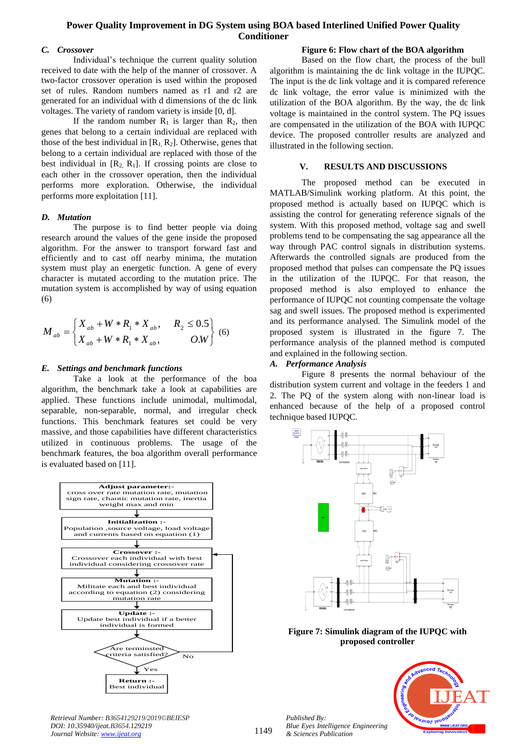### C. Crossover

Individual's technique the current quality solution received to date with the help of the manner of crossover. A two-factor crossover operation is used within the proposed set of rules. Random numbers named as r1 and r2 are generated for an individual with d dimensions of the dc link voltages. The variety of random variety is inside [0, d].

If the random number $R_1$ is larger than $R_2$, then genes that belong to a certain individual are replaced with those of the best individual in [$R_1$, $R_2$]. Otherwise, genes that belong to a certain individual are replaced with those of the best individual in [$R_2$, $R_1$]. If crossing points are close to each other in the crossover operation, then the individual performs more exploration. Otherwise, the individual performs more exploitation [11].

### D. Mutation

The purpose is to find better people via doing research around the values of the gene inside the proposed algorithm. For the answer to transport forward fast and efficiently and to cast off nearby minima, the mutation system must play an energetic function. A gene of every character is mutated according to the mutation price. The mutation system is accomplished by way of using equation (6)

$$M_{ab} = \begin{cases} X_{ab} + W * R_1 * X_{ab}, & R_2 \leq 0.5 \\ X_{ab} + W * R_1 * X_{ab}, & O.W \end{cases} \quad (6)$$

### E. Settings and benchmark functions

Take a look at the performance of the boa algorithm, the benchmark take a look at capabilities are applied. These functions include unimodal, multimodal, separable, non-separable, normal, and irregular check functions. This benchmark features set could be very massive, and those capabilities have different characteristics utilized in continuous problems. The usage of the benchmark features, the boa algorithm overall performance is evaluated based on [11].

Adjust parameter:- cross over rate mutation rate, mutation sign rate, chaotic mutation rate, inertia weight max and min

Initialization :- Population ,source voltage, load voltage and currents based on equation (1)

Crossover :- Crossover each individual with best individual considering crossover rate

Mutation :- Militate each and best individual according to equation (2) considering mutation rate

Update :- Update best individual if a better individual is formed

Are terminsted criteria satisfied?

No

Yes

Return :- Best individual

**Figure 6: Flow chart of the BOA algorithm**

Based on the flow chart, the process of the bull algorithm is maintaining the dc link voltage in the IUPQC. The input is the dc link voltage and it is compared reference dc link voltage, the error value is minimized with the utilization of the BOA algorithm. By the way, the dc link voltage is maintained in the control system. The PQ issues are compensated in the utilization of the BOA with IUPQC device. The proposed controller results are analyzed and illustrated in the following section.

## V. RESULTS AND DISCUSSIONS

The proposed method can be executed in MATLAB/Simulink working platform. At this point, the proposed method is actually based on IUPQC which is assisting the control for generating reference signals of the system. With this proposed method, voltage sag and swell problems tend to be compensating the sag appearance all the way through PAC control signals in distribution systems. Afterwards the controlled signals are produced from the proposed method that pulses can compensate the PQ issues in the utilization of the IUPQC. For that reason, the proposed method is also employed to enhance the performance of IUPQC not counting compensate the voltage sag and swell issues. The proposed method is experimented and its performance analysed. The Simulink model of the proposed system is illustrated in the figure 7. The performance analysis of the planned method is computed and explained in the following section.

### A. Performance Analysis

Figure 8 presents the normal behaviour of the distribution system current and voltage in the feeders 1 and 2. The PQ of the system along with non-linear load is enhanced because of the help of a proposed control technique based IUPQC.

**Figure 7: Simulink diagram of the IUPQC with proposed controller**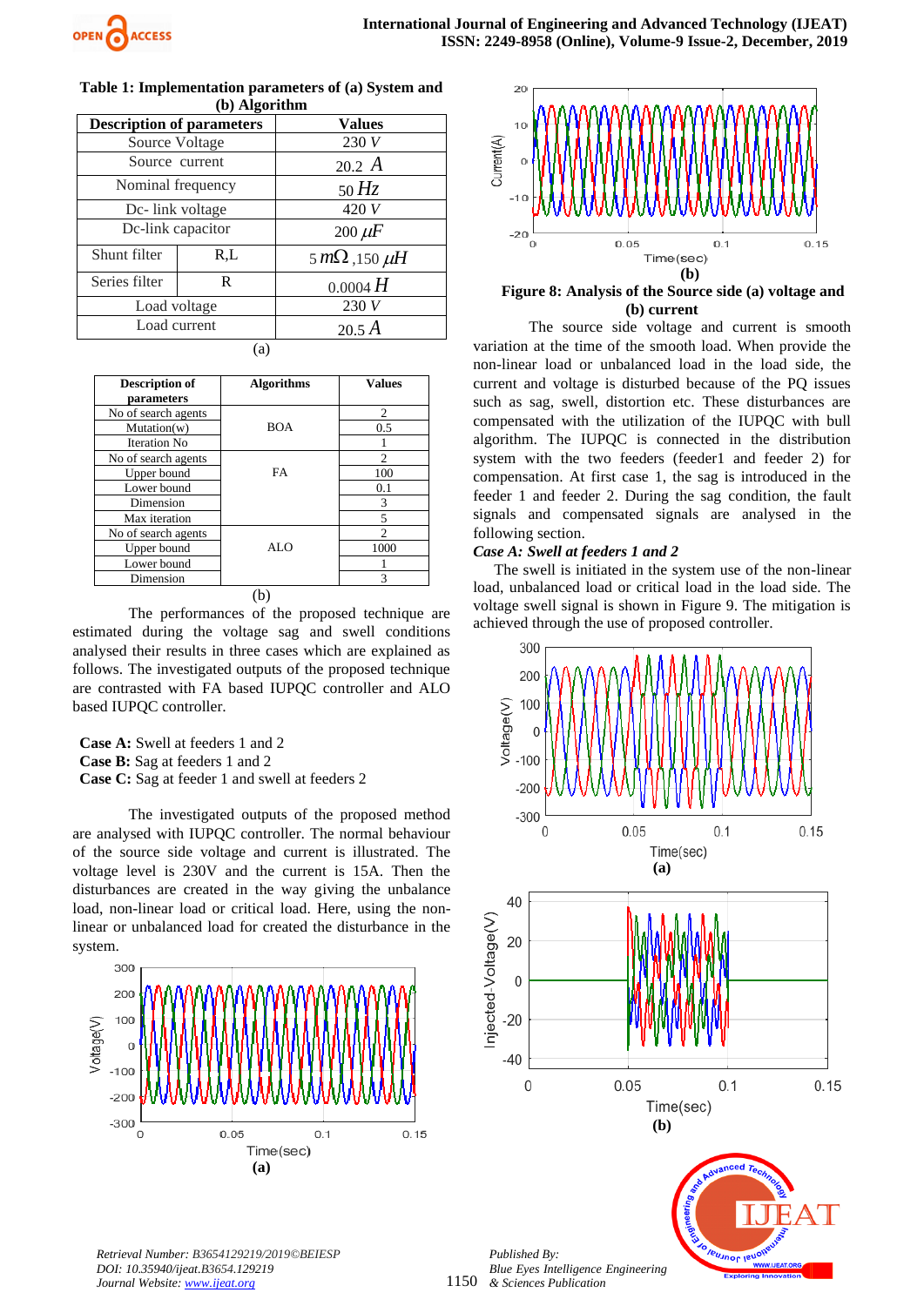**Table 1: Implementation parameters of (a) System and (b) Algorithm**

| Description of parameters | | Values |
|---|---|---|
| Source Voltage | | 230 $V$ |
| Source current | | 20.2 $A$ |
| Nominal frequency | | 50 $Hz$ |
| Dc- link voltage | | 420 $V$ |
| Dc-link capacitor | | 200 $\mu F$ |
| Shunt filter | R,L | 5 $m\Omega$ ,150 $\mu H$ |
| Series filter | R | 0.0004 $H$ |
| Load voltage | | 230 $V$ |
| Load current | | 20.5 $A$ |

(a)

| Description of parameters | Algorithms | Values |
|---|---|---|
| No of search agents | BOA | 2 |
| Mutation(w) | | 0.5 |
| Iteration No | | 1 |
| No of search agents | FA | 2 |
| Upper bound | | 100 |
| Lower bound | | 0.1 |
| Dimension | | 3 |
| Max iteration | | 5 |
| No of search agents | ALO | 2 |
| Upper bound | | 1000 |
| Lower bound | | 1 |
| Dimension | | 3 |

(b)

The performances of the proposed technique are estimated during the voltage sag and swell conditions analysed their results in three cases which are explained as follows. The investigated outputs of the proposed technique are contrasted with FA based IUPQC controller and ALO based IUPQC controller.

**Case A:** Swell at feeders 1 and 2
**Case B:** Sag at feeders 1 and 2
**Case C:** Sag at feeder 1 and swell at feeders 2

The investigated outputs of the proposed method are analysed with IUPQC controller. The normal behaviour of the source side voltage and current is illustrated. The voltage level is 230V and the current is 15A. Then the disturbances are created in the way giving the unbalance load, non-linear load or critical load. Here, using the non-linear or unbalanced load for created the disturbance in the system.

Voltage(V)
Time(sec)
**(a)**

Current(A)
Time(sec)
**(b)**

**Figure 8: Analysis of the Source side (a) voltage and (b) current**

The source side voltage and current is smooth variation at the time of the smooth load. When provide the non-linear load or unbalanced load in the load side, the current and voltage is disturbed because of the PQ issues such as sag, swell, distortion etc. These disturbances are compensated with the utilization of the IUPQC with bull algorithm. The IUPQC is connected in the distribution system with the two feeders (feeder1 and feeder 2) for compensation. At first case 1, the sag is introduced in the feeder 1 and feeder 2. During the sag condition, the fault signals and compensated signals are analysed in the following section.

### *Case A: Swell at feeders 1 and 2*

The swell is initiated in the system use of the non-linear load, unbalanced load or critical load in the load side. The voltage swell signal is shown in Figure 9. The mitigation is achieved through the use of proposed controller.

Voltage(V)
Time(sec)
**(a)**

Injected-Voltage(V)
Time(sec)
**(b)**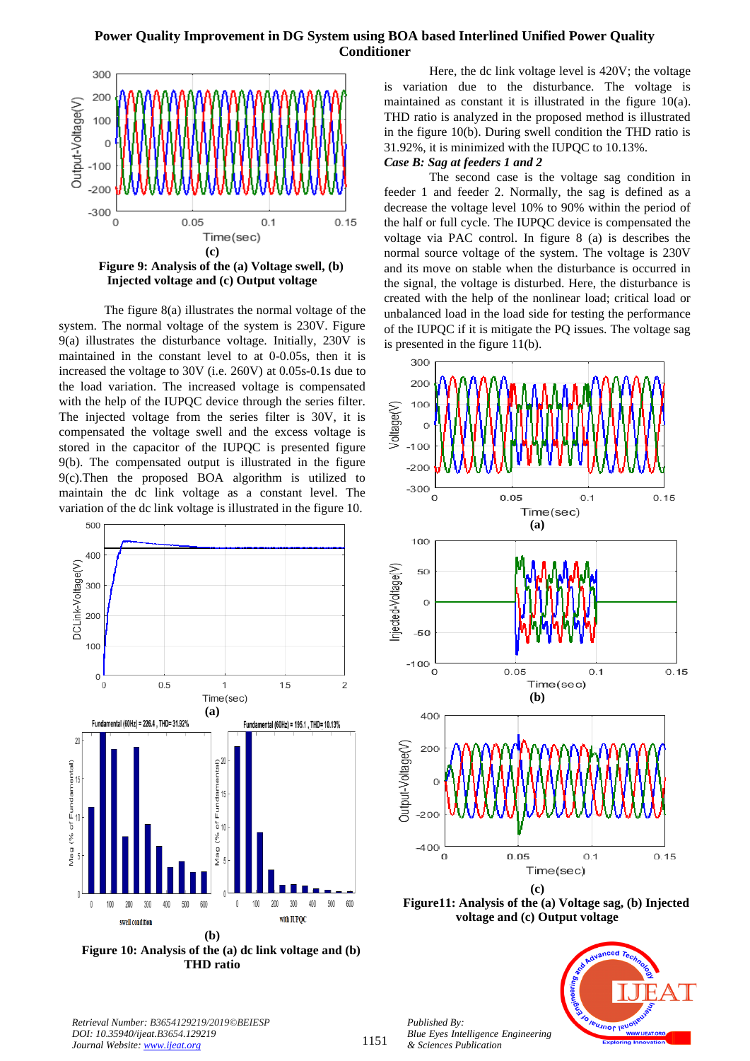300
200
100
0
-100
-200
-300
0 0.05 0.1 0.15
Output-Voltage(V)
Time(sec)

(c)

**Figure 9: Analysis of the (a) Voltage swell, (b) Injected voltage and (c) Output voltage**

The figure 8(a) illustrates the normal voltage of the system. The normal voltage of the system is 230V. Figure 9(a) illustrates the disturbance voltage. Initially, 230V is maintained in the constant level to at 0-0.05s, then it is increased the voltage to 30V (i.e. 260V) at 0.05s-0.1s due to the load variation. The increased voltage is compensated with the help of the IUPQC device through the series filter. The injected voltage from the series filter is 30V, it is compensated the voltage swell and the excess voltage is stored in the capacitor of the IUPQC is presented figure 9(b). The compensated output is illustrated in the figure 9(c).Then the proposed BOA algorithm is utilized to maintain the dc link voltage as a constant level. The variation of the dc link voltage is illustrated in the figure 10.

500
400
300
200
100
0
0 0.5 1 1.5 2
DCLink-Voltage(V)
Time(sec)

(a)

Fundamental (60Hz) = 226.4 , THD= 31.92%
Mag (% of Fundamental)
swell condition

Fundamental (60Hz) = 195.1 , THD= 10.13%
Mag (% of Fundamental)
with IUPQC

(b)

**Figure 10: Analysis of the (a) dc link voltage and (b) THD ratio**

Here, the dc link voltage level is 420V; the voltage is variation due to the disturbance. The voltage is maintained as constant it is illustrated in the figure 10(a). THD ratio is analyzed in the proposed method is illustrated in the figure 10(b). During swell condition the THD ratio is 31.92%, it is minimized with the IUPQC to 10.13%.

***Case B: Sag at feeders 1 and 2***

The second case is the voltage sag condition in feeder 1 and feeder 2. Normally, the sag is defined as a decrease the voltage level 10% to 90% within the period of the half or full cycle. The IUPQC device is compensated the voltage via PAC control. In figure 8 (a) is describes the normal source voltage of the system. The voltage is 230V and its move on stable when the disturbance is occurred in the signal, the voltage is disturbed. Here, the disturbance is created with the help of the nonlinear load; critical load or unbalanced load in the load side for testing the performance of the IUPQC if it is mitigate the PQ issues. The voltage sag is presented in the figure 11(b).

300
200
100
0
-100
-200
-300
0 0.05 0.1 0.15
Voltage(V)
Time(sec)

(a)

100
50
0
-50
-100
0 0.05 0.1 0.15
Injected-Voltage(V)
Time(sec)

(b)

400
200
0
-200
-400
0 0.05 0.1 0.15
Output-Voltage(V)
Time(sec)

(c)

**Figure11: Analysis of the (a) Voltage sag, (b) Injected voltage and (c) Output voltage**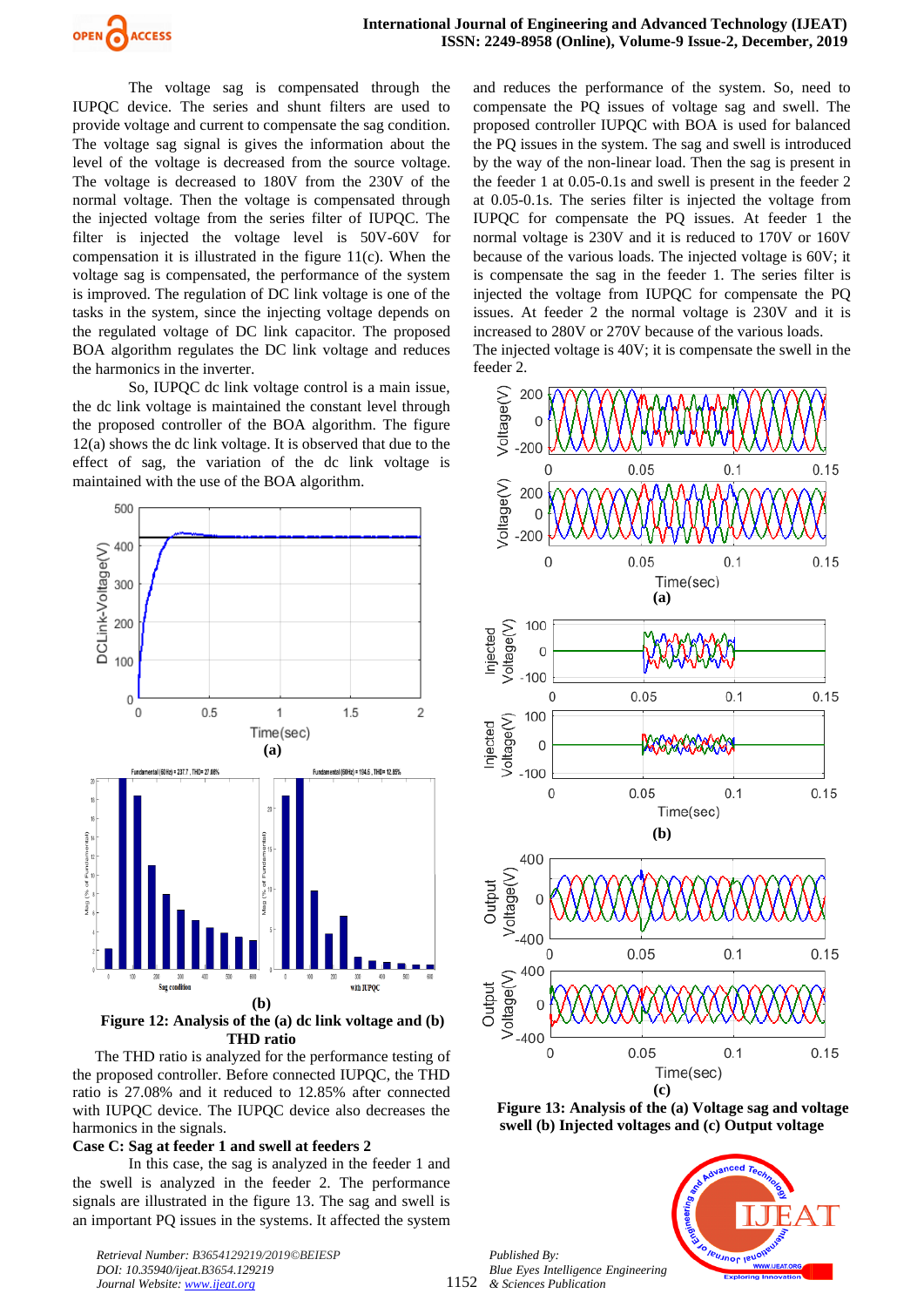The voltage sag is compensated through the IUPQC device. The series and shunt filters are used to provide voltage and current to compensate the sag condition. The voltage sag signal is gives the information about the level of the voltage is decreased from the source voltage. The voltage is decreased to 180V from the 230V of the normal voltage. Then the voltage is compensated through the injected voltage from the series filter of IUPQC. The filter is injected the voltage level is 50V-60V for compensation it is illustrated in the figure 11(c). When the voltage sag is compensated, the performance of the system is improved. The regulation of DC link voltage is one of the tasks in the system, since the injecting voltage depends on the regulated voltage of DC link capacitor. The proposed BOA algorithm regulates the DC link voltage and reduces the harmonics in the inverter.

So, IUPQC dc link voltage control is a main issue, the dc link voltage is maintained the constant level through the proposed controller of the BOA algorithm. The figure 12(a) shows the dc link voltage. It is observed that due to the effect of sag, the variation of the dc link voltage is maintained with the use of the BOA algorithm.

500
400
300
200
100
0
DCLink-Voltage(V)
0 0.5 1 1.5 2
Time(sec)
(a)

Fundamental (60Hz) = 237.7 , THD= 27.08%
Mag (% of Fundamental)
Sag condition

Fundamental (60Hz) = 194.6 , THD= 12.85%
Mag (% of Fundamental)
With IUPQC

(b)

**Figure 12: Analysis of the (a) dc link voltage and (b) THD ratio**

The THD ratio is analyzed for the performance testing of the proposed controller. Before connected IUPQC, the THD ratio is 27.08% and it reduced to 12.85% after connected with IUPQC device. The IUPQC device also decreases the harmonics in the signals.

**Case C: Sag at feeder 1 and swell at feeders 2**

In this case, the sag is analyzed in the feeder 1 and the swell is analyzed in the feeder 2. The performance signals are illustrated in the figure 13. The sag and swell is an important PQ issues in the systems. It affected the system and reduces the performance of the system. So, need to compensate the PQ issues of voltage sag and swell. The proposed controller IUPQC with BOA is used for balanced the PQ issues in the system. The sag and swell is introduced by the way of the non-linear load. Then the sag is present in the feeder 1 at 0.05-0.1s and swell is present in the feeder 2 at 0.05-0.1s. The series filter is injected the voltage from IUPQC for compensate the PQ issues. At feeder 1 the normal voltage is 230V and it is reduced to 170V or 160V because of the various loads. The injected voltage is 60V; it is compensate the sag in the feeder 1. The series filter is injected the voltage from IUPQC for compensate the PQ issues. At feeder 2 the normal voltage is 230V and it is increased to 280V or 270V because of the various loads.
The injected voltage is 40V; it is compensate the swell in the feeder 2.

Voltage(V)
Time(sec)
(a)

Injected Voltage(V)
Time(sec)
(b)

Output Voltage(V)
Time(sec)
(c)

**Figure 13: Analysis of the (a) Voltage sag and voltage swell (b) Injected voltages and (c) Output voltage**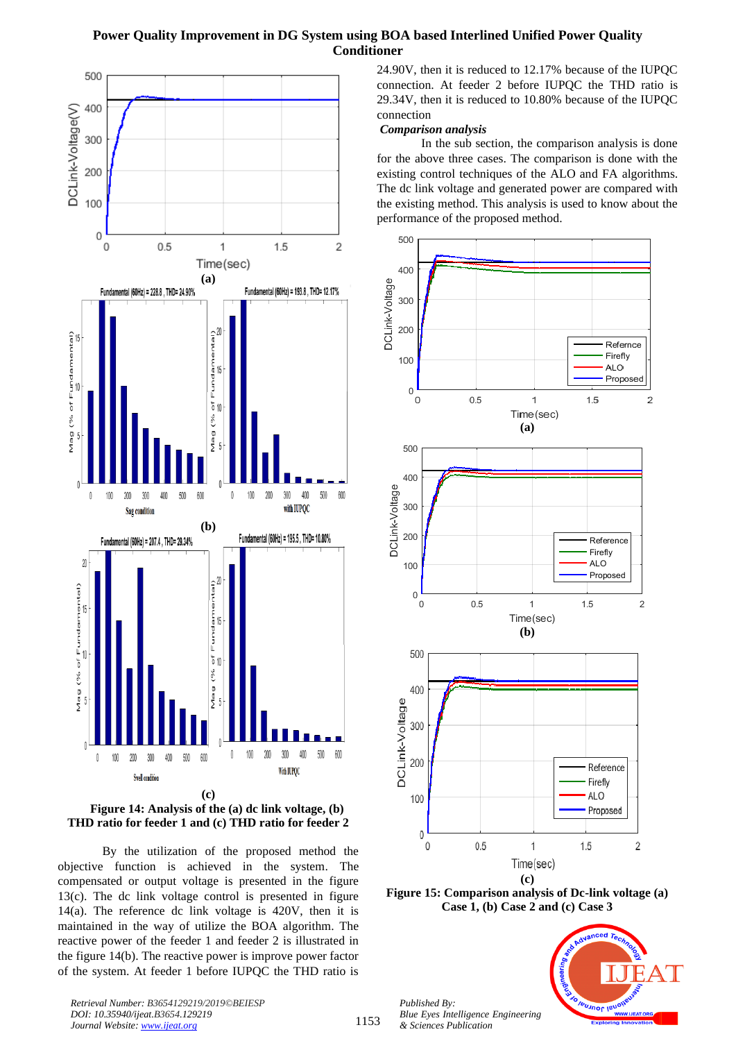**Figure 14: Analysis of the (a) dc link voltage, (b) THD ratio for feeder 1 and (c) THD ratio for feeder 2**

By the utilization of the proposed method the objective function is achieved in the system. The compensated or output voltage is presented in the figure 13(c). The dc link voltage control is presented in the figure 14(a). The reference dc link voltage is 420V, then it is maintained in the way of utilize the BOA algorithm. The reactive power of the feeder 1 and feeder 2 is illustrated in the figure 14(b). The reactive power is improve power factor of the system. At feeder 1 before IUPQC the THD ratio is 24.90V, then it is reduced to 12.17% because of the IUPQC connection. At feeder 2 before IUPQC the THD ratio is 29.34V, then it is reduced to 10.80% because of the IUPQC connection

***Comparison analysis***

In the sub section, the comparison analysis is done for the above three cases. The comparison is done with the existing control techniques of the ALO and FA algorithms. The dc link voltage and generated power are compared with the existing method. This analysis is used to know about the performance of the proposed method.

**Figure 15: Comparison analysis of Dc-link voltage (a) Case 1, (b) Case 2 and (c) Case 3**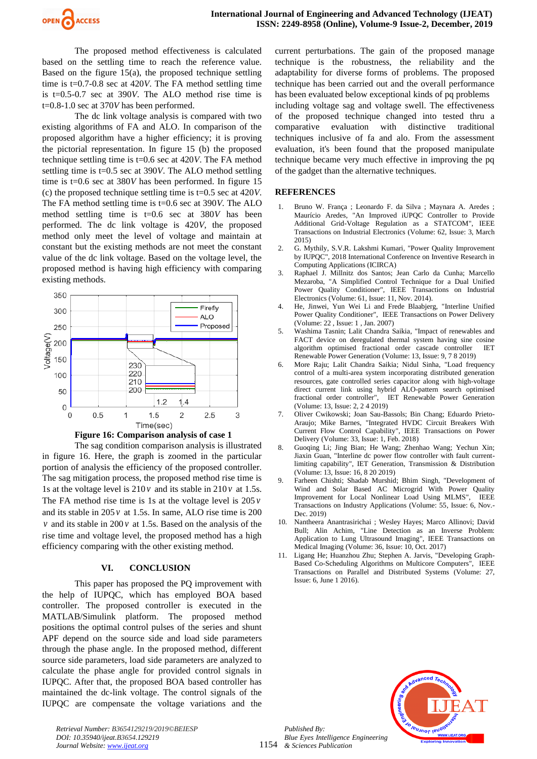The proposed method effectiveness is calculated based on the settling time to reach the reference value. Based on the figure 15(a), the proposed technique settling time is t=0.7-0.8 sec at 420*V*. The FA method settling time is t=0.5-0.7 sec at 390*V*. The ALO method rise time is t=0.8-1.0 sec at 370*V* has been performed.

The dc link voltage analysis is compared with two existing algorithms of FA and ALO. In comparison of the proposed algorithm have a higher efficiency; it is proving the pictorial representation. In figure 15 (b) the proposed technique settling time is t=0.6 sec at 420*V*. The FA method settling time is t=0.5 sec at 390*V*. The ALO method settling time is t=0.6 sec at 380*V* has been performed. In figure 15 (c) the proposed technique settling time is t=0.5 sec at 420*V*. The FA method settling time is t=0.6 sec at 390*V*. The ALO method settling time is t=0.6 sec at 380*V* has been performed. The dc link voltage is 420*V*, the proposed method only meet the level of voltage and maintain at constant but the existing methods are not meet the constant value of the dc link voltage. Based on the voltage level, the proposed method is having high efficiency with comparing existing methods.

350
300
250
200
150
100
50
0
Voltage(V)
0 0.5 1 1.5 2 2.5 3
Time(sec)
Firefly
ALO
Proposed
230
220
210
200
1.2 1.4

**Figure 16: Comparison analysis of case 1**

The sag condition comparison analysis is illustrated in figure 16. Here, the graph is zoomed in the particular portion of analysis the efficiency of the proposed controller. The sag mitigation process, the proposed method rise time is 1s at the voltage level is 210*v* and its stable in 210*v* at 1.5s. The FA method rise time is 1s at the voltage level is 205*v* and its stable in 205*v* at 1.5s. In same, ALO rise time is 200 *v* and its stable in 200*v* at 1.5s. Based on the analysis of the rise time and voltage level, the proposed method has a high efficiency comparing with the other existing method.

## VI. CONCLUSION

This paper has proposed the PQ improvement with the help of IUPQC, which has employed BOA based controller. The proposed controller is executed in the MATLAB/Simulink platform. The proposed method positions the optimal control pulses of the series and shunt APF depend on the source side and load side parameters through the phase angle. In the proposed method, different source side parameters, load side parameters are analyzed to calculate the phase angle for provided control signals in IUPQC. After that, the proposed BOA based controller has maintained the dc-link voltage. The control signals of the IUPQC are compensate the voltage variations and the current perturbations. The gain of the proposed manage technique is the robustness, the reliability and the adaptability for diverse forms of problems. The proposed technique has been carried out and the overall performance has been evaluated below exceptional kinds of pq problems including voltage sag and voltage swell. The effectiveness of the proposed technique changed into tested thru a comparative evaluation with distinctive traditional techniques inclusive of fa and alo. From the assessment evaluation, it's been found that the proposed manipulate technique became very much effective in improving the pq of the gadget than the alternative techniques.

## REFERENCES

1. Bruno W. França ; Leonardo F. da Silva ; Maynara A. Aredes ; Maurício Aredes, "An Improved iUPQC Controller to Provide Additional Grid-Voltage Regulation as a STATCOM", IEEE Transactions on Industrial Electronics (Volume: 62, Issue: 3, March 2015)
2. G. Mythily, S.V.R. Lakshmi Kumari, "Power Quality Improvement by IUPQC", 2018 International Conference on Inventive Research in Computing Applications (ICIRCA)
3. Raphael J. Millnitz dos Santos; Jean Carlo da Cunha; Marcello Mezaroba, "A Simplified Control Technique for a Dual Unified Power Quality Conditioner", IEEE Transactions on Industrial Electronics (Volume: 61, Issue: 11, Nov. 2014).
4. He, Jinwei, Yun Wei Li and Frede Blaabjerg, "Interline Unified Power Quality Conditioner", IEEE Transactions on Power Delivery (Volume: 22 , Issue: 1 , Jan. 2007)
5. Washima Tasnin; Lalit Chandra Saikia, "Impact of renewables and FACT device on deregulated thermal system having sine cosine algorithm optimised fractional order cascade controller IET Renewable Power Generation (Volume: 13, Issue: 9, 7 8 2019)
6. More Raju; Lalit Chandra Saikia; Nidul Sinha, "Load frequency control of a multi-area system incorporating distributed generation resources, gate controlled series capacitor along with high-voltage direct current link using hybrid ALO-pattern search optimised fractional order controller", IET Renewable Power Generation (Volume: 13, Issue: 2, 2 4 2019)
7. Oliver Cwikowski; Joan Sau-Bassols; Bin Chang; Eduardo Prieto-Araujo; Mike Barnes, "Integrated HVDC Circuit Breakers With Current Flow Control Capability", IEEE Transactions on Power Delivery (Volume: 33, Issue: 1, Feb. 2018)
8. Guoqing Li; Jing Bian; He Wang; Zhenhao Wang; Yechun Xin; Jiaxin Guan, "Interline dc power flow controller with fault current-limiting capability", IET Generation, Transmission & Distribution (Volume: 13, Issue: 16, 8 20 2019)
9. Farheen Chishti; Shadab Murshid; Bhim Singh, "Development of Wind and Solar Based AC Microgrid With Power Quality Improvement for Local Nonlinear Load Using MLMS", IEEE Transactions on Industry Applications (Volume: 55, Issue: 6, Nov.-Dec. 2019)
10. Nantheera Anantrasirichai ; Wesley Hayes; Marco Allinovi; David Bull; Alin Achim, "Line Detection as an Inverse Problem: Application to Lung Ultrasound Imaging", IEEE Transactions on Medical Imaging (Volume: 36, Issue: 10, Oct. 2017)
11. Ligang He; Huanzhou Zhu; Stephen A. Jarvis, "Developing Graph-Based Co-Scheduling Algorithms on Multicore Computers", IEEE Transactions on Parallel and Distributed Systems (Volume: 27, Issue: 6, June 1 2016).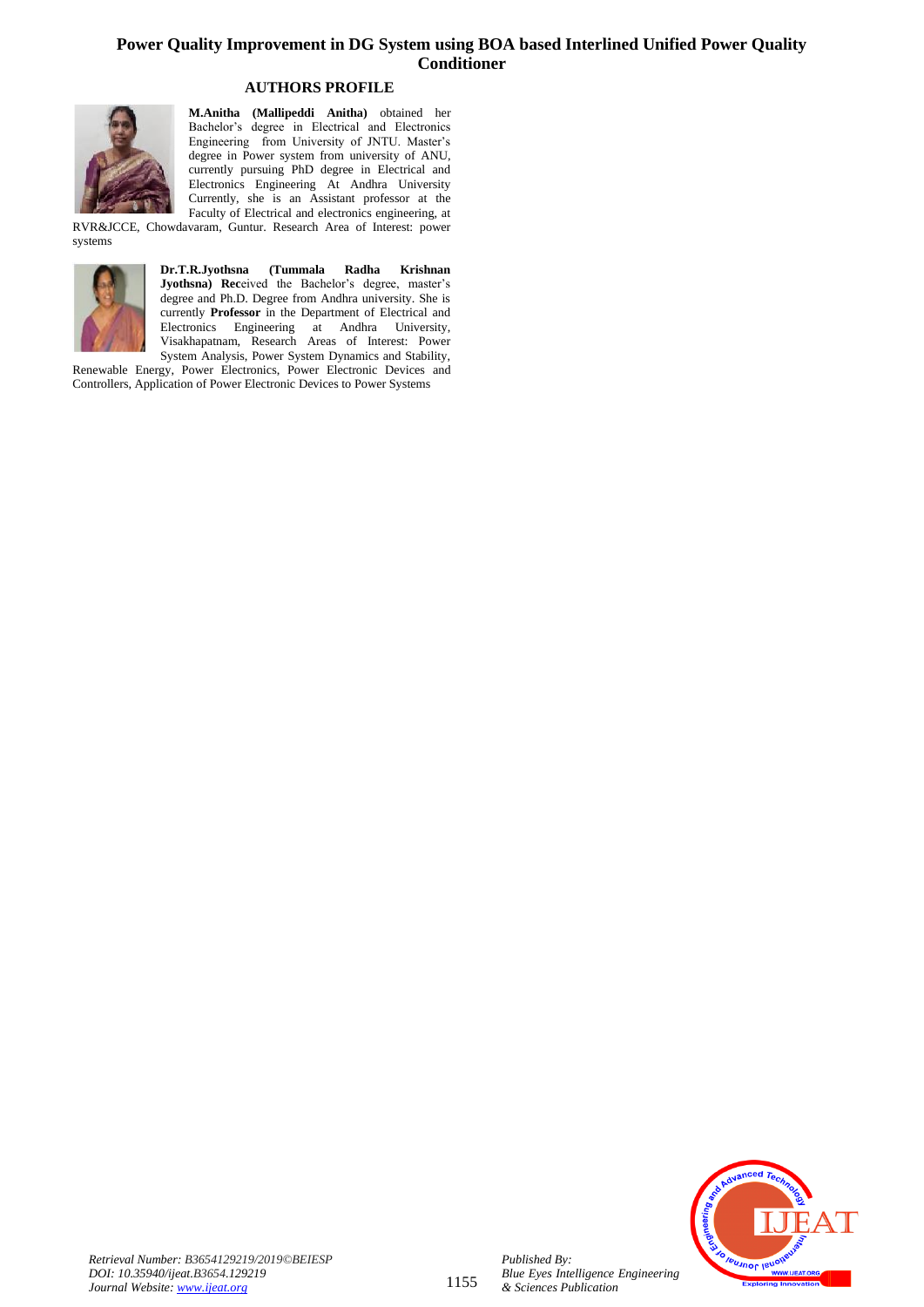## AUTHORS PROFILE

**M.Anitha (Mallipeddi Anitha)** obtained her Bachelor's degree in Electrical and Electronics Engineering from University of JNTU. Master's degree in Power system from university of ANU, currently pursuing PhD degree in Electrical and Electronics Engineering At Andhra University Currently, she is an Assistant professor at the Faculty of Electrical and electronics engineering, at RVR&JCCE, Chowdavaram, Guntur. Research Area of Interest: power systems

**Dr.T.R.Jyothsna (Tummala Radha Krishnan Jyothsna) Rec**eived the Bachelor's degree, master's degree and Ph.D. Degree from Andhra university. She is currently **Professor** in the Department of Electrical and Electronics Engineering at Andhra University, Visakhapatnam, Research Areas of Interest: Power System Analysis, Power System Dynamics and Stability, Renewable Energy, Power Electronics, Power Electronic Devices and Controllers, Application of Power Electronic Devices to Power Systems